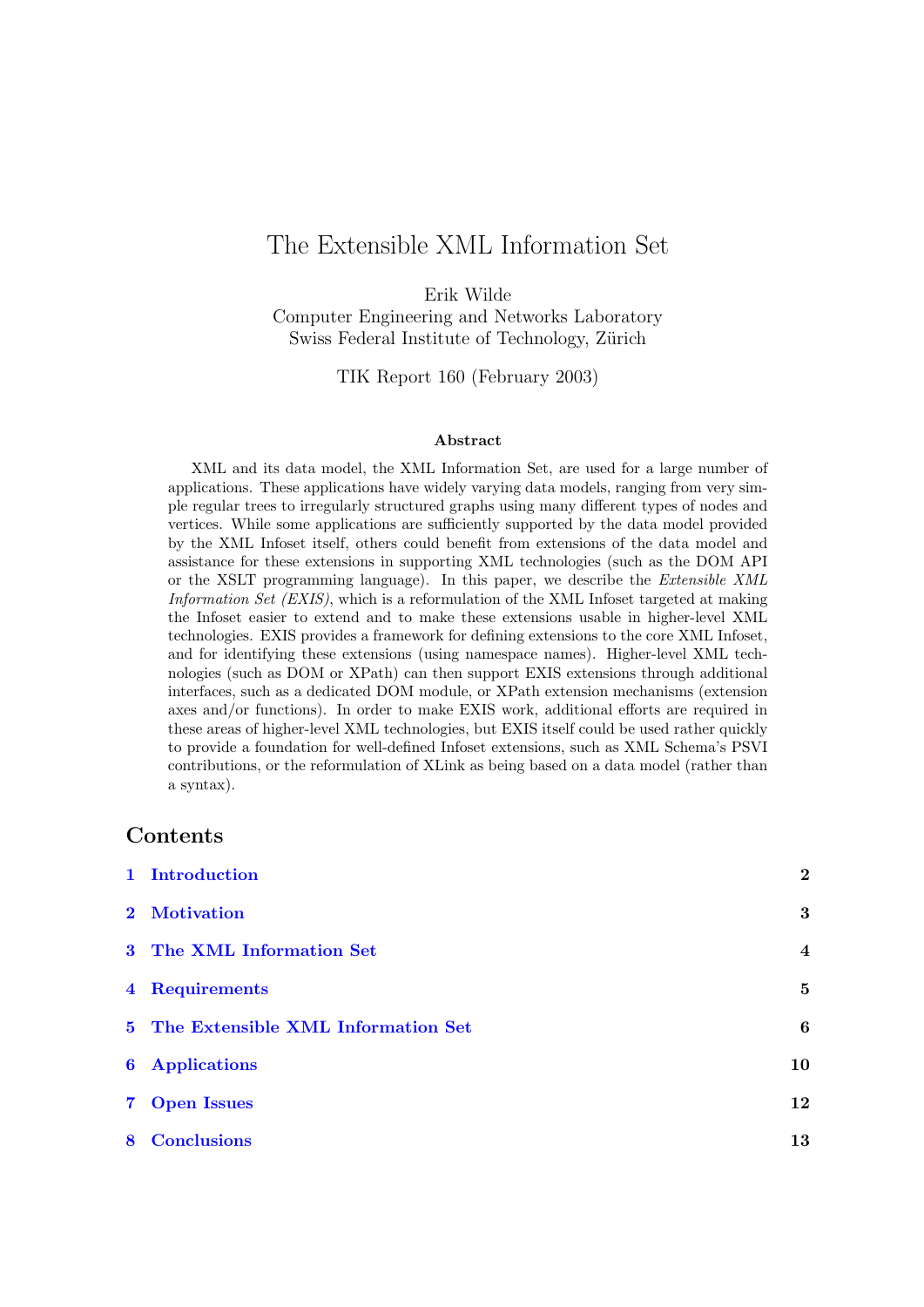# The Extensible XML Information Set

Erik Wilde
Computer Engineering and Networks Laboratory
Swiss Federal Institute of Technology, Zürich

TIK Report 160 (February 2003)

### Abstract

XML and its data model, the XML Information Set, are used for a large number of applications. These applications have widely varying data models, ranging from very simple regular trees to irregularly structured graphs using many different types of nodes and vertices. While some applications are sufficiently supported by the data model provided by the XML Infoset itself, others could benefit from extensions of the data model and assistance for these extensions in supporting XML technologies (such as the DOM API or the XSLT programming language). In this paper, we describe the *Extensible XML Information Set (EXIS)*, which is a reformulation of the XML Infoset targeted at making the Infoset easier to extend and to make these extensions usable in higher-level XML technologies. EXIS provides a framework for defining extensions to the core XML Infoset, and for identifying these extensions (using namespace names). Higher-level XML technologies (such as DOM or XPath) can then support EXIS extensions through additional interfaces, such as a dedicated DOM module, or XPath extension mechanisms (extension axes and/or functions). In order to make EXIS work, additional efforts are required in these areas of higher-level XML technologies, but EXIS itself could be used rather quickly to provide a foundation for well-defined Infoset extensions, such as XML Schema's PSVI contributions, or the reformulation of XLink as being based on a data model (rather than a syntax).

## Contents

| | | |
|---|---|---|
| **1** | **Introduction** | **2** |
| **2** | **Motivation** | **3** |
| **3** | **The XML Information Set** | **4** |
| **4** | **Requirements** | **5** |
| **5** | **The Extensible XML Information Set** | **6** |
| **6** | **Applications** | **10** |
| **7** | **Open Issues** | **12** |
| **8** | **Conclusions** | **13** |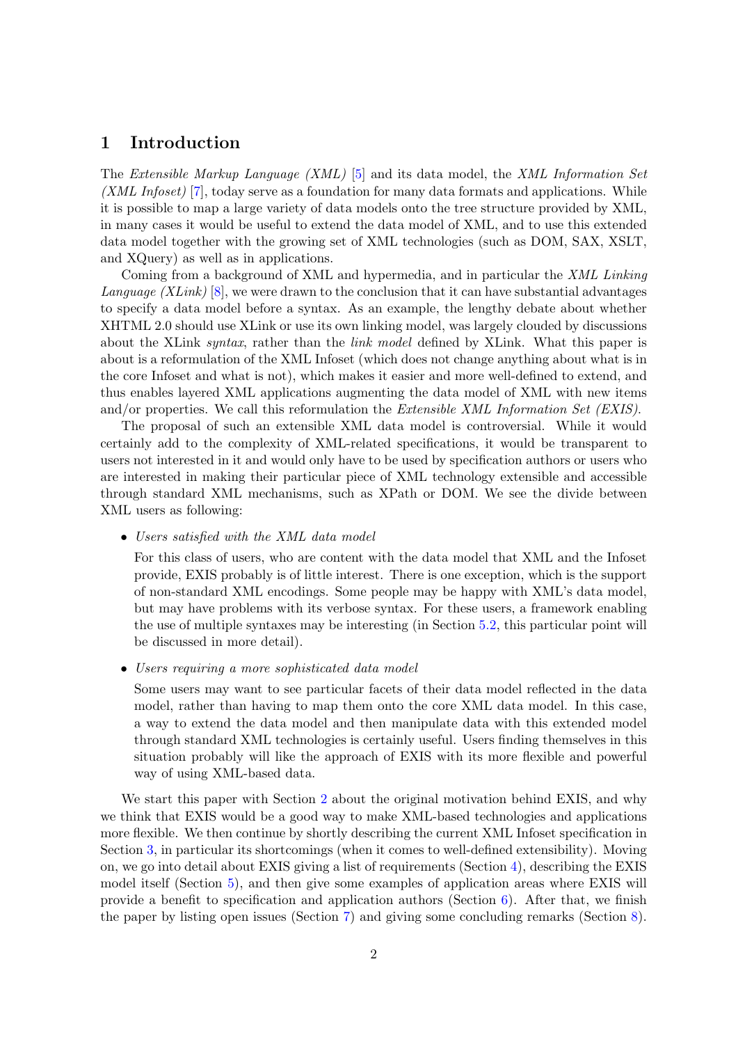## 1 Introduction

The *Extensible Markup Language (XML)* [5] and its data model, the *XML Information Set (XML Infoset)* [7], today serve as a foundation for many data formats and applications. While it is possible to map a large variety of data models onto the tree structure provided by XML, in many cases it would be useful to extend the data model of XML, and to use this extended data model together with the growing set of XML technologies (such as DOM, SAX, XSLT, and XQuery) as well as in applications.

Coming from a background of XML and hypermedia, and in particular the *XML Linking Language (XLink)* [8], we were drawn to the conclusion that it can have substantial advantages to specify a data model before a syntax. As an example, the lengthy debate about whether XHTML 2.0 should use XLink or use its own linking model, was largely clouded by discussions about the XLink *syntax*, rather than the *link model* defined by XLink. What this paper is about is a reformulation of the XML Infoset (which does not change anything about what is in the core Infoset and what is not), which makes it easier and more well-defined to extend, and thus enables layered XML applications augmenting the data model of XML with new items and/or properties. We call this reformulation the *Extensible XML Information Set (EXIS)*.

The proposal of such an extensible XML data model is controversial. While it would certainly add to the complexity of XML-related specifications, it would be transparent to users not interested in it and would only have to be used by specification authors or users who are interested in making their particular piece of XML technology extensible and accessible through standard XML mechanisms, such as XPath or DOM. We see the divide between XML users as following:

- *Users satisfied with the XML data model*

  For this class of users, who are content with the data model that XML and the Infoset provide, EXIS probably is of little interest. There is one exception, which is the support of non-standard XML encodings. Some people may be happy with XML's data model, but may have problems with its verbose syntax. For these users, a framework enabling the use of multiple syntaxes may be interesting (in Section 5.2, this particular point will be discussed in more detail).

- *Users requiring a more sophisticated data model*

  Some users may want to see particular facets of their data model reflected in the data model, rather than having to map them onto the core XML data model. In this case, a way to extend the data model and then manipulate data with this extended model through standard XML technologies is certainly useful. Users finding themselves in this situation probably will like the approach of EXIS with its more flexible and powerful way of using XML-based data.

We start this paper with Section 2 about the original motivation behind EXIS, and why we think that EXIS would be a good way to make XML-based technologies and applications more flexible. We then continue by shortly describing the current XML Infoset specification in Section 3, in particular its shortcomings (when it comes to well-defined extensibility). Moving on, we go into detail about EXIS giving a list of requirements (Section 4), describing the EXIS model itself (Section 5), and then give some examples of application areas where EXIS will provide a benefit to specification and application authors (Section 6). After that, we finish the paper by listing open issues (Section 7) and giving some concluding remarks (Section 8).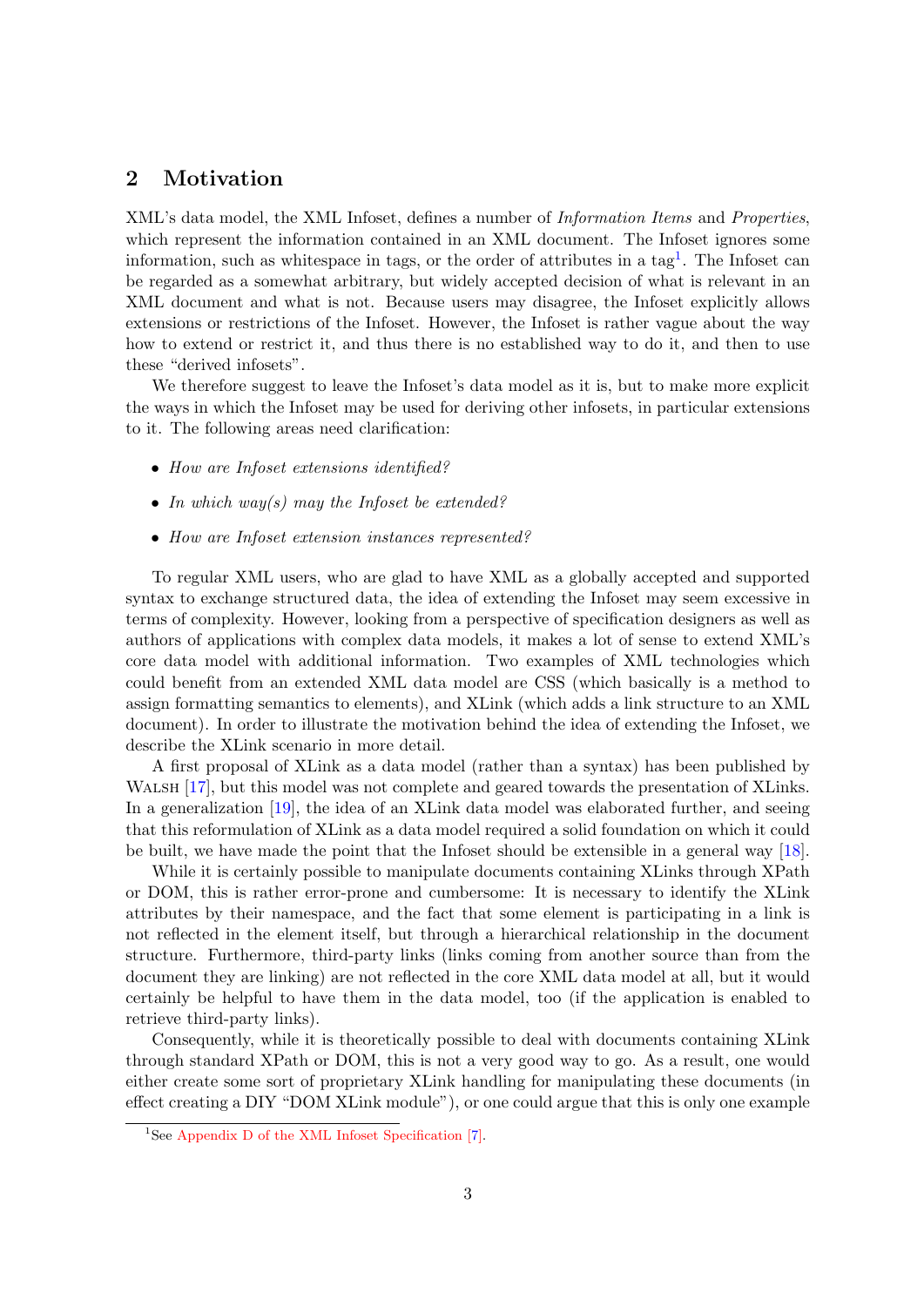## 2 Motivation

XML's data model, the XML Infoset, defines a number of *Information Items* and *Properties*, which represent the information contained in an XML document. The Infoset ignores some information, such as whitespace in tags, or the order of attributes in a tag[1]. The Infoset can be regarded as a somewhat arbitrary, but widely accepted decision of what is relevant in an XML document and what is not. Because users may disagree, the Infoset explicitly allows extensions or restrictions of the Infoset. However, the Infoset is rather vague about the way how to extend or restrict it, and thus there is no established way to do it, and then to use these "derived infosets".

We therefore suggest to leave the Infoset's data model as it is, but to make more explicit the ways in which the Infoset may be used for deriving other infosets, in particular extensions to it. The following areas need clarification:

- *How are Infoset extensions identified?*
- *In which way(s) may the Infoset be extended?*
- *How are Infoset extension instances represented?*

To regular XML users, who are glad to have XML as a globally accepted and supported syntax to exchange structured data, the idea of extending the Infoset may seem excessive in terms of complexity. However, looking from a perspective of specification designers as well as authors of applications with complex data models, it makes a lot of sense to extend XML's core data model with additional information. Two examples of XML technologies which could benefit from an extended XML data model are CSS (which basically is a method to assign formatting semantics to elements), and XLink (which adds a link structure to an XML document). In order to illustrate the motivation behind the idea of extending the Infoset, we describe the XLink scenario in more detail.

A first proposal of XLink as a data model (rather than a syntax) has been published by Walsh [17], but this model was not complete and geared towards the presentation of XLinks. In a generalization [19], the idea of an XLink data model was elaborated further, and seeing that this reformulation of XLink as a data model required a solid foundation on which it could be built, we have made the point that the Infoset should be extensible in a general way [18].

While it is certainly possible to manipulate documents containing XLinks through XPath or DOM, this is rather error-prone and cumbersome: It is necessary to identify the XLink attributes by their namespace, and the fact that some element is participating in a link is not reflected in the element itself, but through a hierarchical relationship in the document structure. Furthermore, third-party links (links coming from another source than from the document they are linking) are not reflected in the core XML data model at all, but it would certainly be helpful to have them in the data model, too (if the application is enabled to retrieve third-party links).

Consequently, while it is theoretically possible to deal with documents containing XLink through standard XPath or DOM, this is not a very good way to go. As a result, one would either create some sort of proprietary XLink handling for manipulating these documents (in effect creating a DIY "DOM XLink module"), or one could argue that this is only one example

[1] See Appendix D of the XML Infoset Specification [7].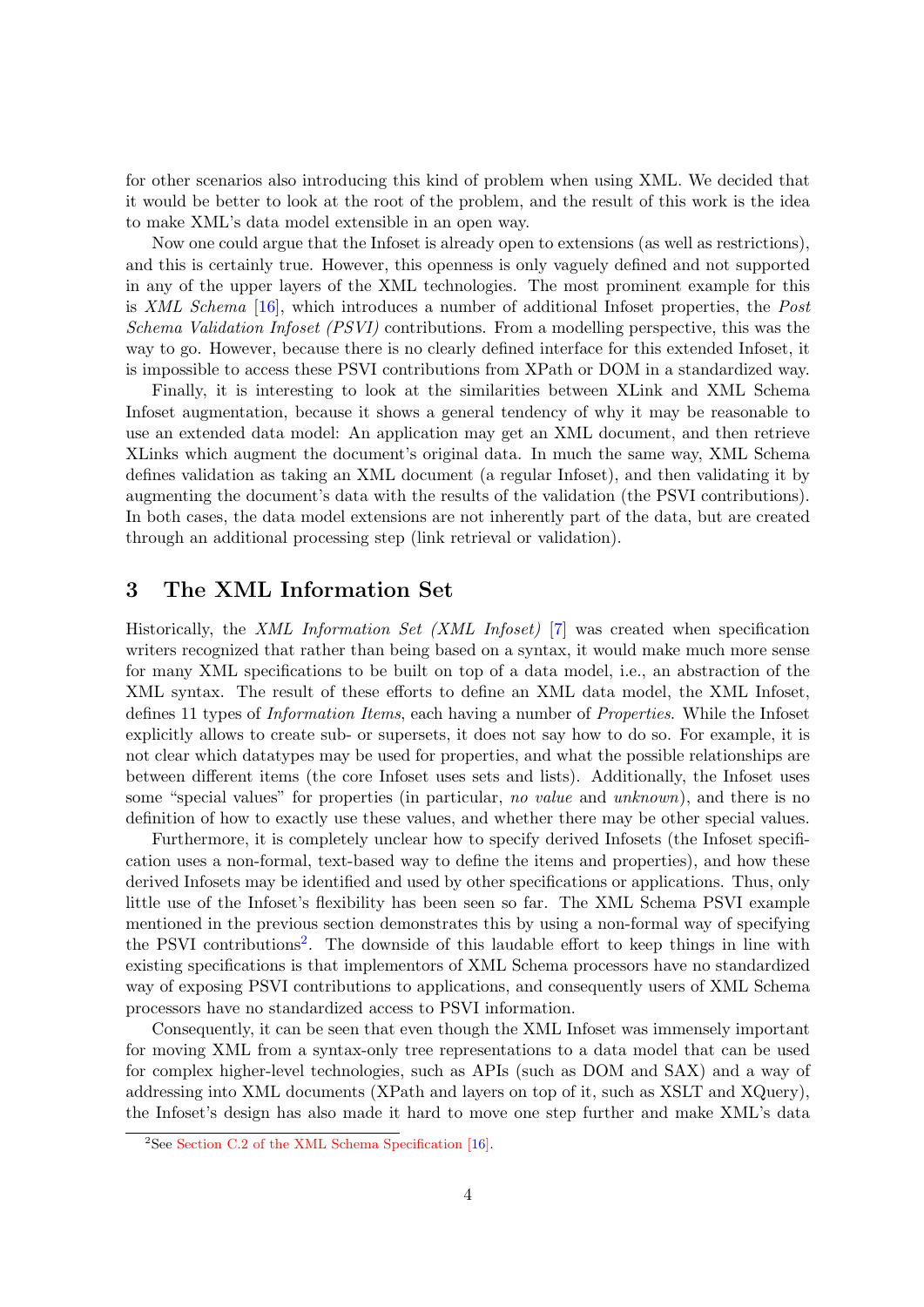for other scenarios also introducing this kind of problem when using XML. We decided that it would be better to look at the root of the problem, and the result of this work is the idea to make XML's data model extensible in an open way.

Now one could argue that the Infoset is already open to extensions (as well as restrictions), and this is certainly true. However, this openness is only vaguely defined and not supported in any of the upper layers of the XML technologies. The most prominent example for this is *XML Schema* [16], which introduces a number of additional Infoset properties, the *Post Schema Validation Infoset (PSVI)* contributions. From a modelling perspective, this was the way to go. However, because there is no clearly defined interface for this extended Infoset, it is impossible to access these PSVI contributions from XPath or DOM in a standardized way.

Finally, it is interesting to look at the similarities between XLink and XML Schema Infoset augmentation, because it shows a general tendency of why it may be reasonable to use an extended data model: An application may get an XML document, and then retrieve XLinks which augment the document's original data. In much the same way, XML Schema defines validation as taking an XML document (a regular Infoset), and then validating it by augmenting the document's data with the results of the validation (the PSVI contributions). In both cases, the data model extensions are not inherently part of the data, but are created through an additional processing step (link retrieval or validation).

## 3 The XML Information Set

Historically, the *XML Information Set (XML Infoset)* [7] was created when specification writers recognized that rather than being based on a syntax, it would make much more sense for many XML specifications to be built on top of a data model, i.e., an abstraction of the XML syntax. The result of these efforts to define an XML data model, the XML Infoset, defines 11 types of *Information Items*, each having a number of *Properties*. While the Infoset explicitly allows to create sub- or supersets, it does not say how to do so. For example, it is not clear which datatypes may be used for properties, and what the possible relationships are between different items (the core Infoset uses sets and lists). Additionally, the Infoset uses some "special values" for properties (in particular, *no value* and *unknown*), and there is no definition of how to exactly use these values, and whether there may be other special values.

Furthermore, it is completely unclear how to specify derived Infosets (the Infoset specification uses a non-formal, text-based way to define the items and properties), and how these derived Infosets may be identified and used by other specifications or applications. Thus, only little use of the Infoset's flexibility has been seen so far. The XML Schema PSVI example mentioned in the previous section demonstrates this by using a non-formal way of specifying the PSVI contributions[2]. The downside of this laudable effort to keep things in line with existing specifications is that implementors of XML Schema processors have no standardized way of exposing PSVI contributions to applications, and consequently users of XML Schema processors have no standardized access to PSVI information.

Consequently, it can be seen that even though the XML Infoset was immensely important for moving XML from a syntax-only tree representations to a data model that can be used for complex higher-level technologies, such as APIs (such as DOM and SAX) and a way of addressing into XML documents (XPath and layers on top of it, such as XSLT and XQuery), the Infoset's design has also made it hard to move one step further and make XML's data

[2] See Section C.2 of the XML Schema Specification [16].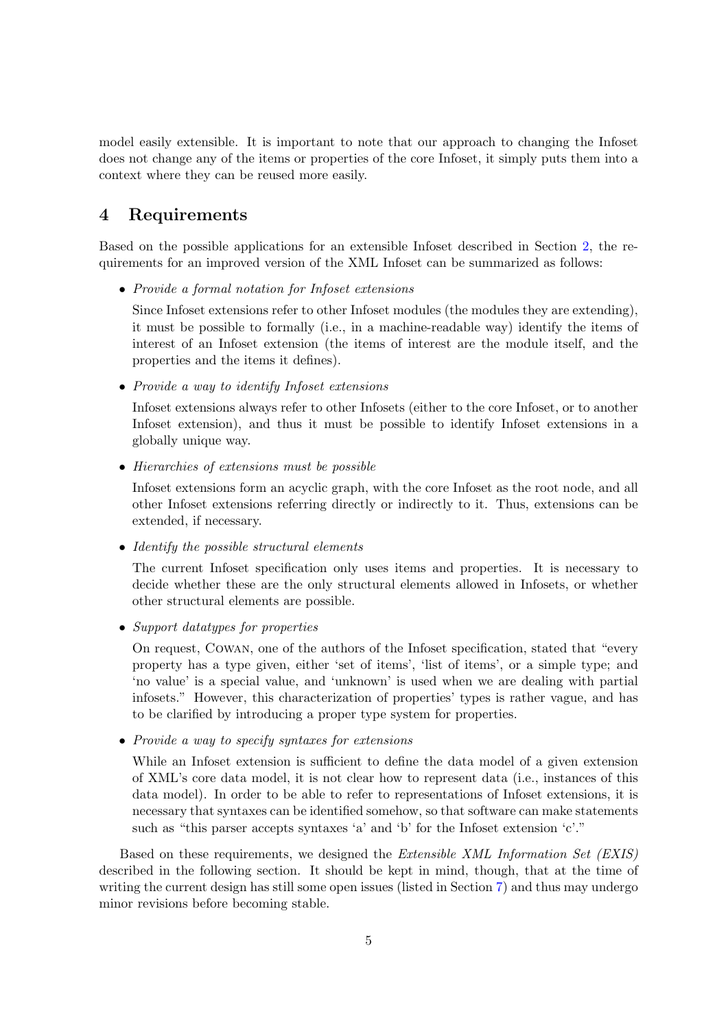model easily extensible. It is important to note that our approach to changing the Infoset does not change any of the items or properties of the core Infoset, it simply puts them into a context where they can be reused more easily.

## 4 Requirements

Based on the possible applications for an extensible Infoset described in Section 2, the requirements for an improved version of the XML Infoset can be summarized as follows:

- *Provide a formal notation for Infoset extensions*

  Since Infoset extensions refer to other Infoset modules (the modules they are extending), it must be possible to formally (i.e., in a machine-readable way) identify the items of interest of an Infoset extension (the items of interest are the module itself, and the properties and the items it defines).

- *Provide a way to identify Infoset extensions*

  Infoset extensions always refer to other Infosets (either to the core Infoset, or to another Infoset extension), and thus it must be possible to identify Infoset extensions in a globally unique way.

- *Hierarchies of extensions must be possible*

  Infoset extensions form an acyclic graph, with the core Infoset as the root node, and all other Infoset extensions referring directly or indirectly to it. Thus, extensions can be extended, if necessary.

- *Identify the possible structural elements*

  The current Infoset specification only uses items and properties. It is necessary to decide whether these are the only structural elements allowed in Infosets, or whether other structural elements are possible.

- *Support datatypes for properties*

  On request, Cowan, one of the authors of the Infoset specification, stated that "every property has a type given, either 'set of items', 'list of items', or a simple type; and 'no value' is a special value, and 'unknown' is used when we are dealing with partial infosets." However, this characterization of properties' types is rather vague, and has to be clarified by introducing a proper type system for properties.

- *Provide a way to specify syntaxes for extensions*

  While an Infoset extension is sufficient to define the data model of a given extension of XML's core data model, it is not clear how to represent data (i.e., instances of this data model). In order to be able to refer to representations of Infoset extensions, it is necessary that syntaxes can be identified somehow, so that software can make statements such as "this parser accepts syntaxes 'a' and 'b' for the Infoset extension 'c'."

Based on these requirements, we designed the *Extensible XML Information Set (EXIS)* described in the following section. It should be kept in mind, though, that at the time of writing the current design has still some open issues (listed in Section 7) and thus may undergo minor revisions before becoming stable.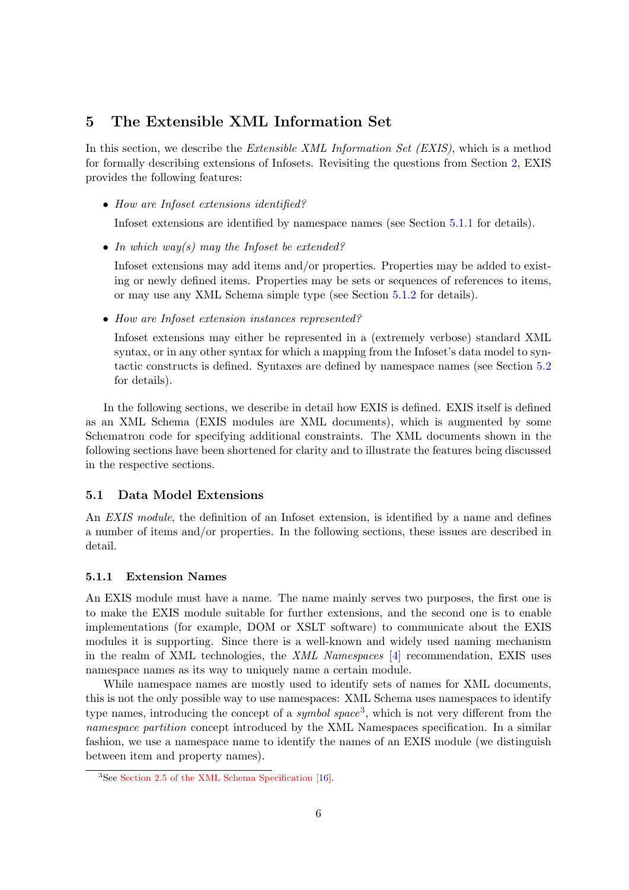# 5 The Extensible XML Information Set

In this section, we describe the *Extensible XML Information Set (EXIS)*, which is a method for formally describing extensions of Infosets. Revisiting the questions from Section 2, EXIS provides the following features:

- *How are Infoset extensions identified?*

  Infoset extensions are identified by namespace names (see Section 5.1.1 for details).

- *In which way(s) may the Infoset be extended?*

  Infoset extensions may add items and/or properties. Properties may be added to existing or newly defined items. Properties may be sets or sequences of references to items, or may use any XML Schema simple type (see Section 5.1.2 for details).

- *How are Infoset extension instances represented?*

  Infoset extensions may either be represented in a (extremely verbose) standard XML syntax, or in any other syntax for which a mapping from the Infoset's data model to syntactic constructs is defined. Syntaxes are defined by namespace names (see Section 5.2 for details).

In the following sections, we describe in detail how EXIS is defined. EXIS itself is defined as an XML Schema (EXIS modules are XML documents), which is augmented by some Schematron code for specifying additional constraints. The XML documents shown in the following sections have been shortened for clarity and to illustrate the features being discussed in the respective sections.

## 5.1 Data Model Extensions

An *EXIS module*, the definition of an Infoset extension, is identified by a name and defines a number of items and/or properties. In the following sections, these issues are described in detail.

### 5.1.1 Extension Names

An EXIS module must have a name. The name mainly serves two purposes, the first one is to make the EXIS module suitable for further extensions, and the second one is to enable implementations (for example, DOM or XSLT software) to communicate about the EXIS modules it is supporting. Since there is a well-known and widely used naming mechanism in the realm of XML technologies, the *XML Namespaces* [4] recommendation, EXIS uses namespace names as its way to uniquely name a certain module.

While namespace names are mostly used to identify sets of names for XML documents, this is not the only possible way to use namespaces: XML Schema uses namespaces to identify type names, introducing the concept of a *symbol space*[3], which is not very different from the *namespace partition* concept introduced by the XML Namespaces specification. In a similar fashion, we use a namespace name to identify the names of an EXIS module (we distinguish between item and property names).

[3] See Section 2.5 of the XML Schema Specification [16].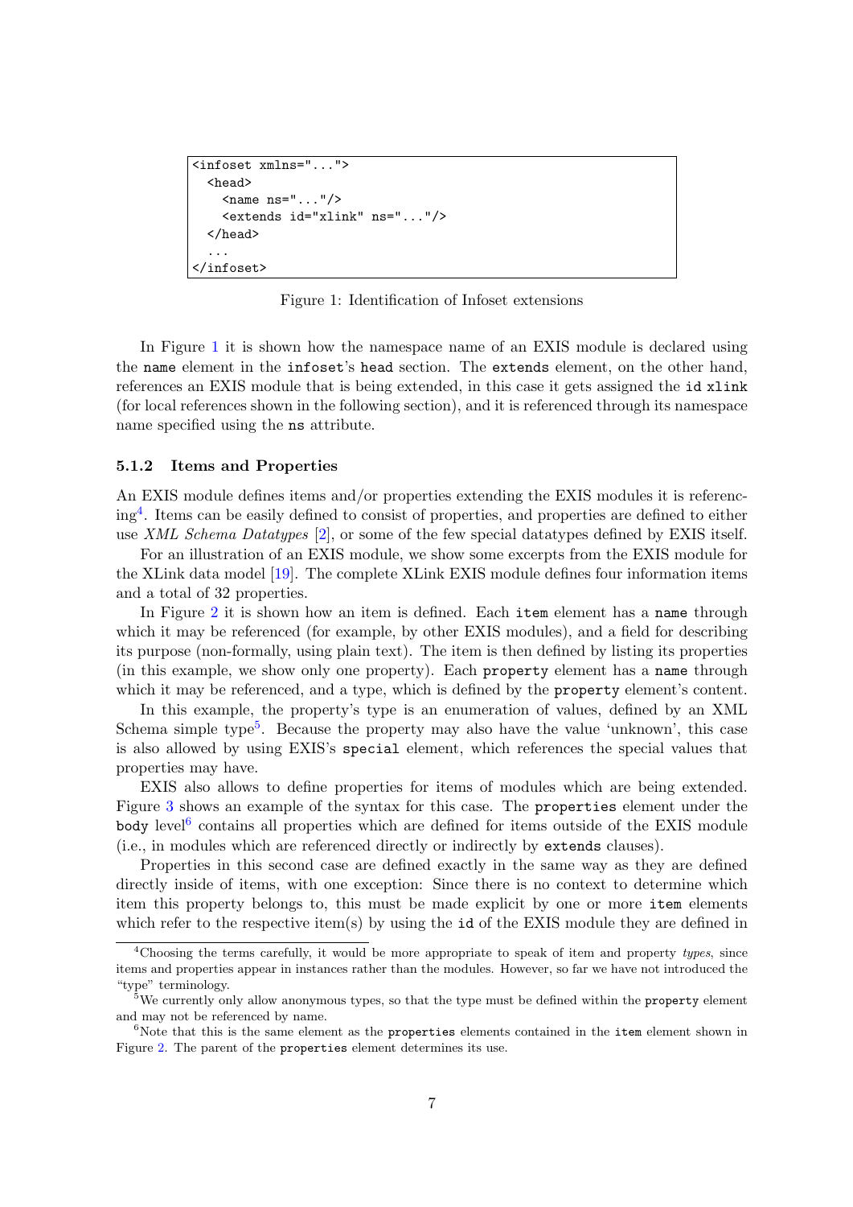```
<infoset xmlns="...">
  <head>
    <name ns="..."/>
    <extends id="xlink" ns="..."/>
  </head>
  ...
</infoset>
```

Figure 1: Identification of Infoset extensions

In Figure 1 it is shown how the namespace name of an EXIS module is declared using the `name` element in the `infoset`'s `head` section. The `extends` element, on the other hand, references an EXIS module that is being extended, in this case it gets assigned the `id` `xlink` (for local references shown in the following section), and it is referenced through its namespace name specified using the `ns` attribute.

### 5.1.2 Items and Properties

An EXIS module defines items and/or properties extending the EXIS modules it is referencing[4]. Items can be easily defined to consist of properties, and properties are defined to either use *XML Schema Datatypes* [2], or some of the few special datatypes defined by EXIS itself.

For an illustration of an EXIS module, we show some excerpts from the EXIS module for the XLink data model [19]. The complete XLink EXIS module defines four information items and a total of 32 properties.

In Figure 2 it is shown how an item is defined. Each `item` element has a `name` through which it may be referenced (for example, by other EXIS modules), and a field for describing its purpose (non-formally, using plain text). The item is then defined by listing its properties (in this example, we show only one property). Each `property` element has a `name` through which it may be referenced, and a type, which is defined by the `property` element's content.

In this example, the property's type is an enumeration of values, defined by an XML Schema simple type[5]. Because the property may also have the value 'unknown', this case is also allowed by using EXIS's `special` element, which references the special values that properties may have.

EXIS also allows to define properties for items of modules which are being extended. Figure 3 shows an example of the syntax for this case. The `properties` element under the `body` level[6] contains all properties which are defined for items outside of the EXIS module (i.e., in modules which are referenced directly or indirectly by `extends` clauses).

Properties in this second case are defined exactly in the same way as they are defined directly inside of items, with one exception: Since there is no context to determine which item this property belongs to, this must be made explicit by one or more `item` elements which refer to the respective item(s) by using the `id` of the EXIS module they are defined in

---

[4] Choosing the terms carefully, it would be more appropriate to speak of item and property *types*, since items and properties appear in instances rather than the modules. However, so far we have not introduced the "type" terminology.

[5] We currently only allow anonymous types, so that the type must be defined within the `property` element and may not be referenced by name.

[6] Note that this is the same element as the `properties` elements contained in the `item` element shown in Figure 2. The parent of the `properties` element determines its use.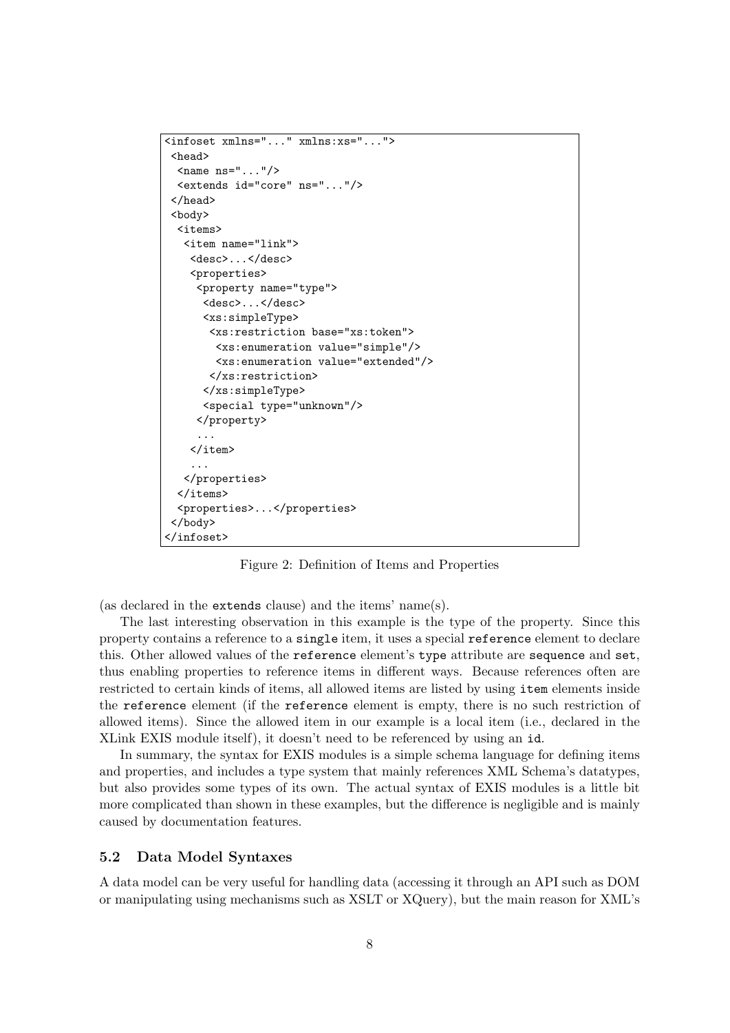```
<infoset xmlns="..." xmlns:xs="...">
 <head>
  <name ns="..."/>
  <extends id="core" ns="..."/>
 </head>
 <body>
  <items>
   <item name="link">
    <desc>...</desc>
    <properties>
     <property name="type">
      <desc>...</desc>
      <xs:simpleType>
       <xs:restriction base="xs:token">
        <xs:enumeration value="simple"/>
        <xs:enumeration value="extended"/>
       </xs:restriction>
      </xs:simpleType>
      <special type="unknown"/>
     </property>
     ...
    </item>
    ...
   </properties>
  </items>
  <properties>...</properties>
 </body>
</infoset>
```

Figure 2: Definition of Items and Properties

(as declared in the `extends` clause) and the items' name(s).

The last interesting observation in this example is the type of the property. Since this property contains a reference to a `single` item, it uses a special `reference` element to declare this. Other allowed values of the `reference` element's `type` attribute are `sequence` and `set`, thus enabling properties to reference items in different ways. Because references often are restricted to certain kinds of items, all allowed items are listed by using `item` elements inside the `reference` element (if the `reference` element is empty, there is no such restriction of allowed items). Since the allowed item in our example is a local item (i.e., declared in the XLink EXIS module itself), it doesn't need to be referenced by using an `id`.

In summary, the syntax for EXIS modules is a simple schema language for defining items and properties, and includes a type system that mainly references XML Schema's datatypes, but also provides some types of its own. The actual syntax of EXIS modules is a little bit more complicated than shown in these examples, but the difference is negligible and is mainly caused by documentation features.

### 5.2 Data Model Syntaxes

A data model can be very useful for handling data (accessing it through an API such as DOM or manipulating using mechanisms such as XSLT or XQuery), but the main reason for XML's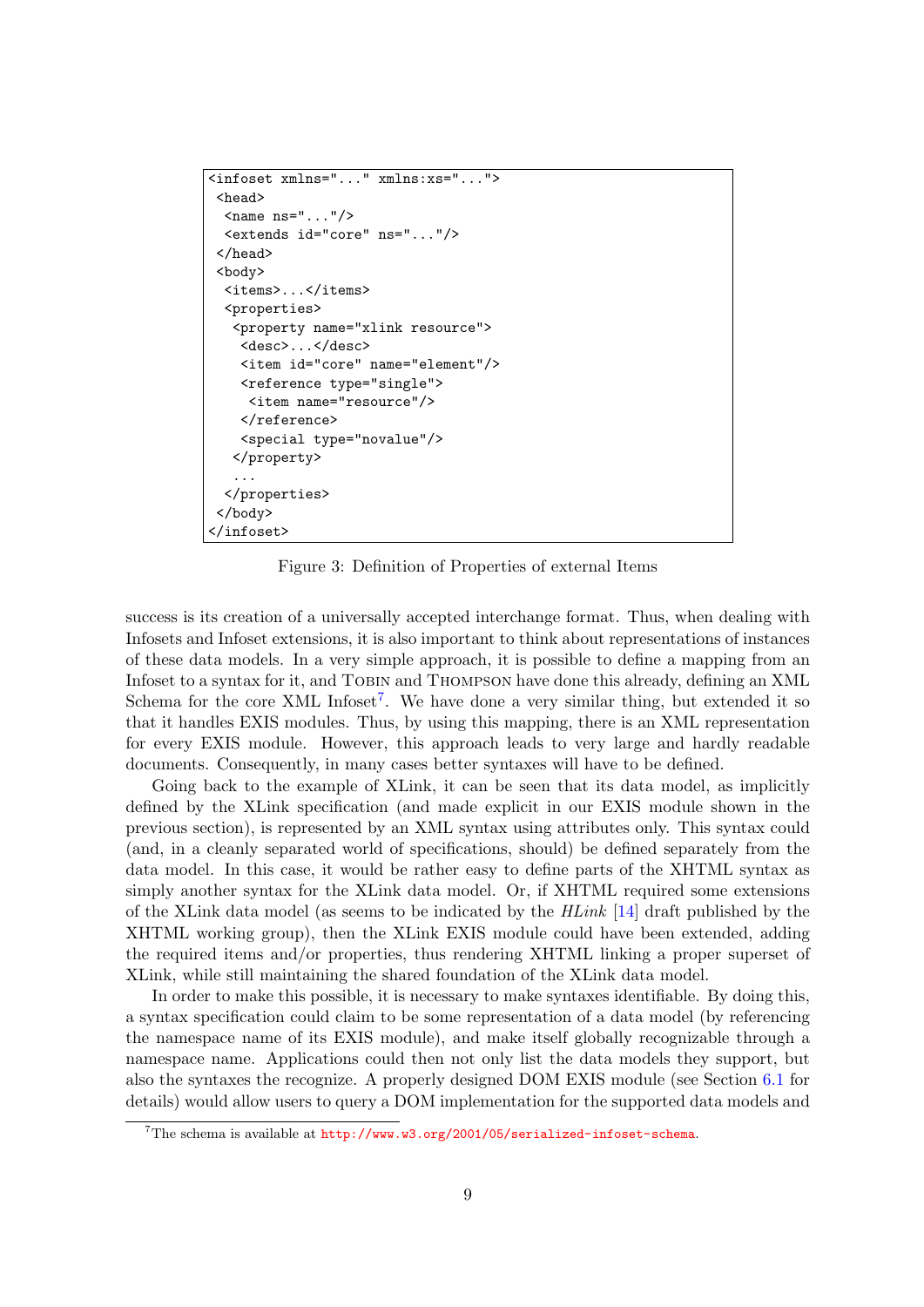```
<infoset xmlns="..." xmlns:xs="...">
 <head>
  <name ns="..."/>
  <extends id="core" ns="..."/>
 </head>
 <body>
  <items>...</items>
  <properties>
   <property name="xlink resource">
    <desc>...</desc>
    <item id="core" name="element"/>
    <reference type="single">
     <item name="resource"/>
    </reference>
    <special type="novalue"/>
   </property>
   ...
  </properties>
 </body>
</infoset>
```

Figure 3: Definition of Properties of external Items

success is its creation of a universally accepted interchange format. Thus, when dealing with Infosets and Infoset extensions, it is also important to think about representations of instances of these data models. In a very simple approach, it is possible to define a mapping from an Infoset to a syntax for it, and Tobin and Thompson have done this already, defining an XML Schema for the core XML Infoset[7]. We have done a very similar thing, but extended it so that it handles EXIS modules. Thus, by using this mapping, there is an XML representation for every EXIS module. However, this approach leads to very large and hardly readable documents. Consequently, in many cases better syntaxes will have to be defined.

Going back to the example of XLink, it can be seen that its data model, as implicitly defined by the XLink specification (and made explicit in our EXIS module shown in the previous section), is represented by an XML syntax using attributes only. This syntax could (and, in a cleanly separated world of specifications, should) be defined separately from the data model. In this case, it would be rather easy to define parts of the XHTML syntax as simply another syntax for the XLink data model. Or, if XHTML required some extensions of the XLink data model (as seems to be indicated by the *HLink* [14] draft published by the XHTML working group), then the XLink EXIS module could have been extended, adding the required items and/or properties, thus rendering XHTML linking a proper superset of XLink, while still maintaining the shared foundation of the XLink data model.

In order to make this possible, it is necessary to make syntaxes identifiable. By doing this, a syntax specification could claim to be some representation of a data model (by referencing the namespace name of its EXIS module), and make itself globally recognizable through a namespace name. Applications could then not only list the data models they support, but also the syntaxes the recognize. A properly designed DOM EXIS module (see Section 6.1 for details) would allow users to query a DOM implementation for the supported data models and

[7] The schema is available at http://www.w3.org/2001/05/serialized-infoset-schema.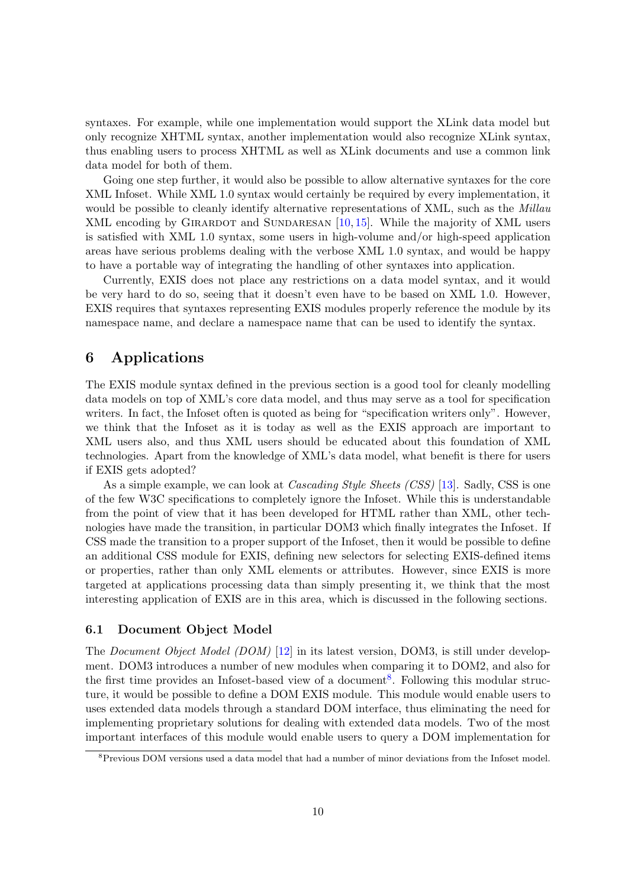syntaxes. For example, while one implementation would support the XLink data model but only recognize XHTML syntax, another implementation would also recognize XLink syntax, thus enabling users to process XHTML as well as XLink documents and use a common link data model for both of them.

Going one step further, it would also be possible to allow alternative syntaxes for the core XML Infoset. While XML 1.0 syntax would certainly be required by every implementation, it would be possible to cleanly identify alternative representations of XML, such as the *Millau* XML encoding by Girardot and Sundaresan [10, 15]. While the majority of XML users is satisfied with XML 1.0 syntax, some users in high-volume and/or high-speed application areas have serious problems dealing with the verbose XML 1.0 syntax, and would be happy to have a portable way of integrating the handling of other syntaxes into application.

Currently, EXIS does not place any restrictions on a data model syntax, and it would be very hard to do so, seeing that it doesn't even have to be based on XML 1.0. However, EXIS requires that syntaxes representing EXIS modules properly reference the module by its namespace name, and declare a namespace name that can be used to identify the syntax.

## 6 Applications

The EXIS module syntax defined in the previous section is a good tool for cleanly modelling data models on top of XML's core data model, and thus may serve as a tool for specification writers. In fact, the Infoset often is quoted as being for "specification writers only". However, we think that the Infoset as it is today as well as the EXIS approach are important to XML users also, and thus XML users should be educated about this foundation of XML technologies. Apart from the knowledge of XML's data model, what benefit is there for users if EXIS gets adopted?

As a simple example, we can look at *Cascading Style Sheets (CSS)* [13]. Sadly, CSS is one of the few W3C specifications to completely ignore the Infoset. While this is understandable from the point of view that it has been developed for HTML rather than XML, other technologies have made the transition, in particular DOM3 which finally integrates the Infoset. If CSS made the transition to a proper support of the Infoset, then it would be possible to define an additional CSS module for EXIS, defining new selectors for selecting EXIS-defined items or properties, rather than only XML elements or attributes. However, since EXIS is more targeted at applications processing data than simply presenting it, we think that the most interesting application of EXIS are in this area, which is discussed in the following sections.

### 6.1 Document Object Model

The *Document Object Model (DOM)* [12] in its latest version, DOM3, is still under development. DOM3 introduces a number of new modules when comparing it to DOM2, and also for the first time provides an Infoset-based view of a document[8]. Following this modular structure, it would be possible to define a DOM EXIS module. This module would enable users to uses extended data models through a standard DOM interface, thus eliminating the need for implementing proprietary solutions for dealing with extended data models. Two of the most important interfaces of this module would enable users to query a DOM implementation for

[8] Previous DOM versions used a data model that had a number of minor deviations from the Infoset model.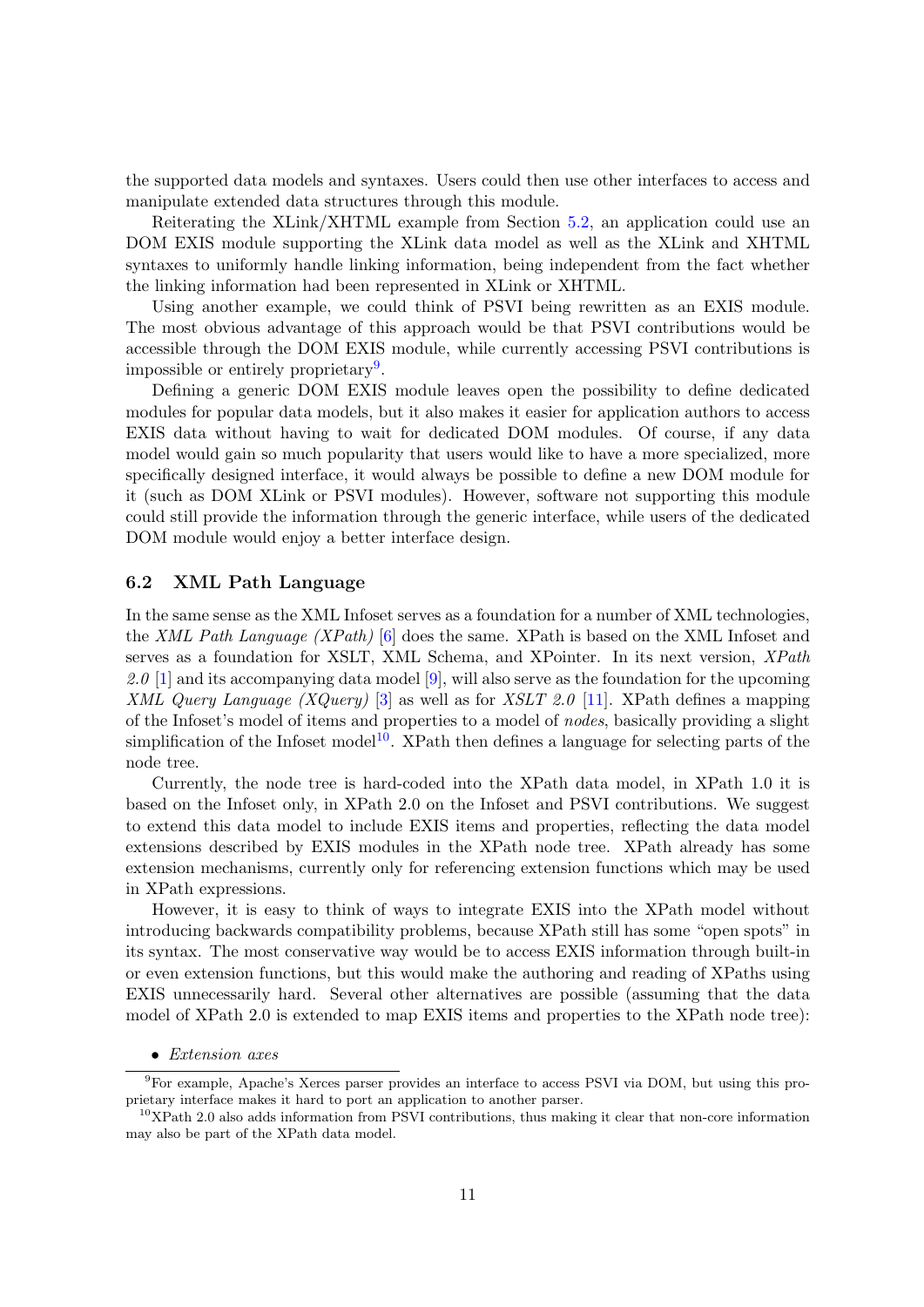the supported data models and syntaxes. Users could then use other interfaces to access and manipulate extended data structures through this module.

Reiterating the XLink/XHTML example from Section 5.2, an application could use an DOM EXIS module supporting the XLink data model as well as the XLink and XHTML syntaxes to uniformly handle linking information, being independent from the fact whether the linking information had been represented in XLink or XHTML.

Using another example, we could think of PSVI being rewritten as an EXIS module. The most obvious advantage of this approach would be that PSVI contributions would be accessible through the DOM EXIS module, while currently accessing PSVI contributions is impossible or entirely proprietary[9].

Defining a generic DOM EXIS module leaves open the possibility to define dedicated modules for popular data models, but it also makes it easier for application authors to access EXIS data without having to wait for dedicated DOM modules. Of course, if any data model would gain so much popularity that users would like to have a more specialized, more specifically designed interface, it would always be possible to define a new DOM module for it (such as DOM XLink or PSVI modules). However, software not supporting this module could still provide the information through the generic interface, while users of the dedicated DOM module would enjoy a better interface design.

### 6.2 XML Path Language

In the same sense as the XML Infoset serves as a foundation for a number of XML technologies, the *XML Path Language (XPath)* [6] does the same. XPath is based on the XML Infoset and serves as a foundation for XSLT, XML Schema, and XPointer. In its next version, *XPath 2.0* [1] and its accompanying data model [9], will also serve as the foundation for the upcoming *XML Query Language (XQuery)* [3] as well as for *XSLT 2.0* [11]. XPath defines a mapping of the Infoset's model of items and properties to a model of *nodes*, basically providing a slight simplification of the Infoset model[10]. XPath then defines a language for selecting parts of the node tree.

Currently, the node tree is hard-coded into the XPath data model, in XPath 1.0 it is based on the Infoset only, in XPath 2.0 on the Infoset and PSVI contributions. We suggest to extend this data model to include EXIS items and properties, reflecting the data model extensions described by EXIS modules in the XPath node tree. XPath already has some extension mechanisms, currently only for referencing extension functions which may be used in XPath expressions.

However, it is easy to think of ways to integrate EXIS into the XPath model without introducing backwards compatibility problems, because XPath still has some "open spots" in its syntax. The most conservative way would be to access EXIS information through built-in or even extension functions, but this would make the authoring and reading of XPaths using EXIS unnecessarily hard. Several other alternatives are possible (assuming that the data model of XPath 2.0 is extended to map EXIS items and properties to the XPath node tree):

- *Extension axes*

[9] For example, Apache's Xerces parser provides an interface to access PSVI via DOM, but using this proprietary interface makes it hard to port an application to another parser.

[10] XPath 2.0 also adds information from PSVI contributions, thus making it clear that non-core information may also be part of the XPath data model.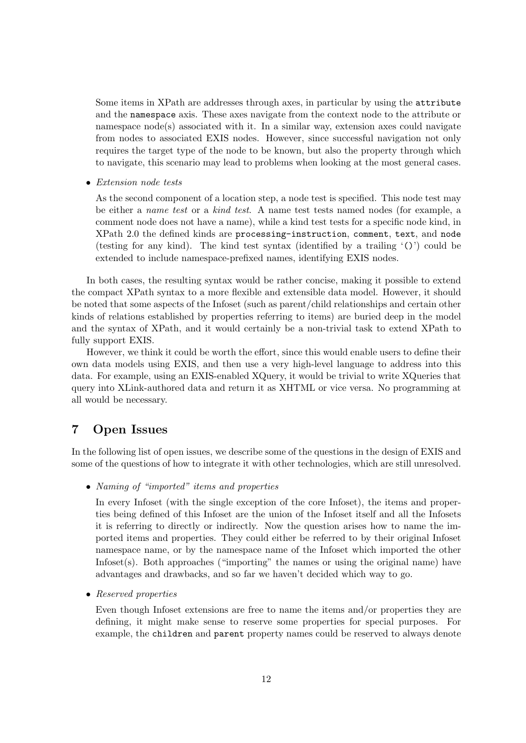Some items in XPath are addresses through axes, in particular by using the `attribute` and the `namespace` axis. These axes navigate from the context node to the attribute or namespace node(s) associated with it. In a similar way, extension axes could navigate from nodes to associated EXIS nodes. However, since successful navigation not only requires the target type of the node to be known, but also the property through which to navigate, this scenario may lead to problems when looking at the most general cases.

- *Extension node tests*

  As the second component of a location step, a node test is specified. This node test may be either a *name test* or a *kind test*. A name test tests named nodes (for example, a comment node does not have a name), while a kind test tests for a specific node kind, in XPath 2.0 the defined kinds are `processing-instruction`, `comment`, `text`, and `node` (testing for any kind). The kind test syntax (identified by a trailing '`()`') could be extended to include namespace-prefixed names, identifying EXIS nodes.

In both cases, the resulting syntax would be rather concise, making it possible to extend the compact XPath syntax to a more flexible and extensible data model. However, it should be noted that some aspects of the Infoset (such as parent/child relationships and certain other kinds of relations established by properties referring to items) are buried deep in the model and the syntax of XPath, and it would certainly be a non-trivial task to extend XPath to fully support EXIS.

However, we think it could be worth the effort, since this would enable users to define their own data models using EXIS, and then use a very high-level language to address into this data. For example, using an EXIS-enabled XQuery, it would be trivial to write XQueries that query into XLink-authored data and return it as XHTML or vice versa. No programming at all would be necessary.

## 7 Open Issues

In the following list of open issues, we describe some of the questions in the design of EXIS and some of the questions of how to integrate it with other technologies, which are still unresolved.

- *Naming of "imported" items and properties*

  In every Infoset (with the single exception of the core Infoset), the items and properties being defined of this Infoset are the union of the Infoset itself and all the Infosets it is referring to directly or indirectly. Now the question arises how to name the imported items and properties. They could either be referred to by their original Infoset namespace name, or by the namespace name of the Infoset which imported the other Infoset(s). Both approaches ("importing" the names or using the original name) have advantages and drawbacks, and so far we haven't decided which way to go.

- *Reserved properties*

  Even though Infoset extensions are free to name the items and/or properties they are defining, it might make sense to reserve some properties for special purposes. For example, the `children` and `parent` property names could be reserved to always denote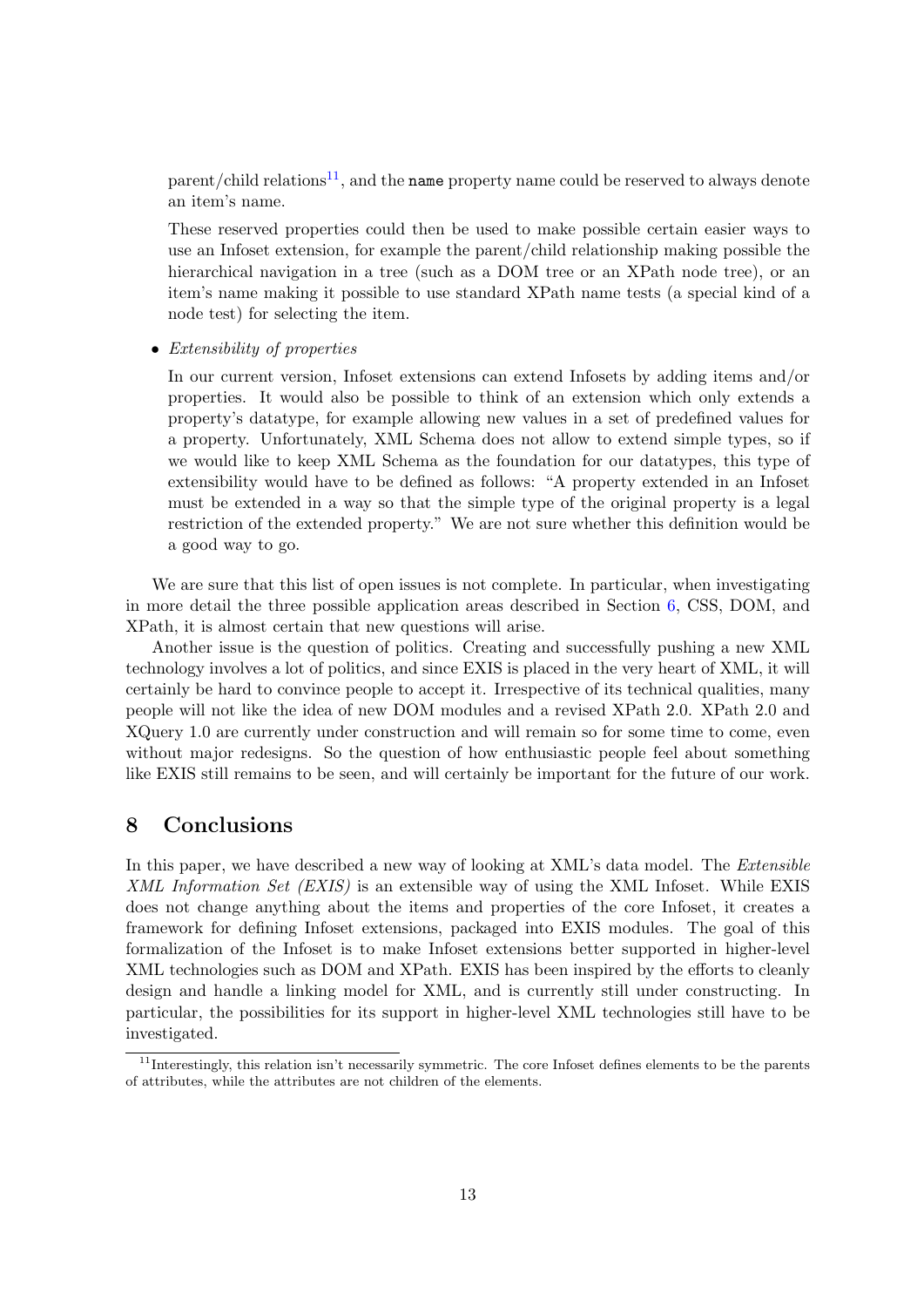parent/child relations[11], and the `name` property name could be reserved to always denote an item's name.

These reserved properties could then be used to make possible certain easier ways to use an Infoset extension, for example the parent/child relationship making possible the hierarchical navigation in a tree (such as a DOM tree or an XPath node tree), or an item's name making it possible to use standard XPath name tests (a special kind of a node test) for selecting the item.

- *Extensibility of properties*

  In our current version, Infoset extensions can extend Infosets by adding items and/or properties. It would also be possible to think of an extension which only extends a property's datatype, for example allowing new values in a set of predefined values for a property. Unfortunately, XML Schema does not allow to extend simple types, so if we would like to keep XML Schema as the foundation for our datatypes, this type of extensibility would have to be defined as follows: "A property extended in an Infoset must be extended in a way so that the simple type of the original property is a legal restriction of the extended property." We are not sure whether this definition would be a good way to go.

We are sure that this list of open issues is not complete. In particular, when investigating in more detail the three possible application areas described in Section 6, CSS, DOM, and XPath, it is almost certain that new questions will arise.

Another issue is the question of politics. Creating and successfully pushing a new XML technology involves a lot of politics, and since EXIS is placed in the very heart of XML, it will certainly be hard to convince people to accept it. Irrespective of its technical qualities, many people will not like the idea of new DOM modules and a revised XPath 2.0. XPath 2.0 and XQuery 1.0 are currently under construction and will remain so for some time to come, even without major redesigns. So the question of how enthusiastic people feel about something like EXIS still remains to be seen, and will certainly be important for the future of our work.

## 8 Conclusions

In this paper, we have described a new way of looking at XML's data model. The *Extensible XML Information Set (EXIS)* is an extensible way of using the XML Infoset. While EXIS does not change anything about the items and properties of the core Infoset, it creates a framework for defining Infoset extensions, packaged into EXIS modules. The goal of this formalization of the Infoset is to make Infoset extensions better supported in higher-level XML technologies such as DOM and XPath. EXIS has been inspired by the efforts to cleanly design and handle a linking model for XML, and is currently still under constructing. In particular, the possibilities for its support in higher-level XML technologies still have to be investigated.

[11] Interestingly, this relation isn't necessarily symmetric. The core Infoset defines elements to be the parents of attributes, while the attributes are not children of the elements.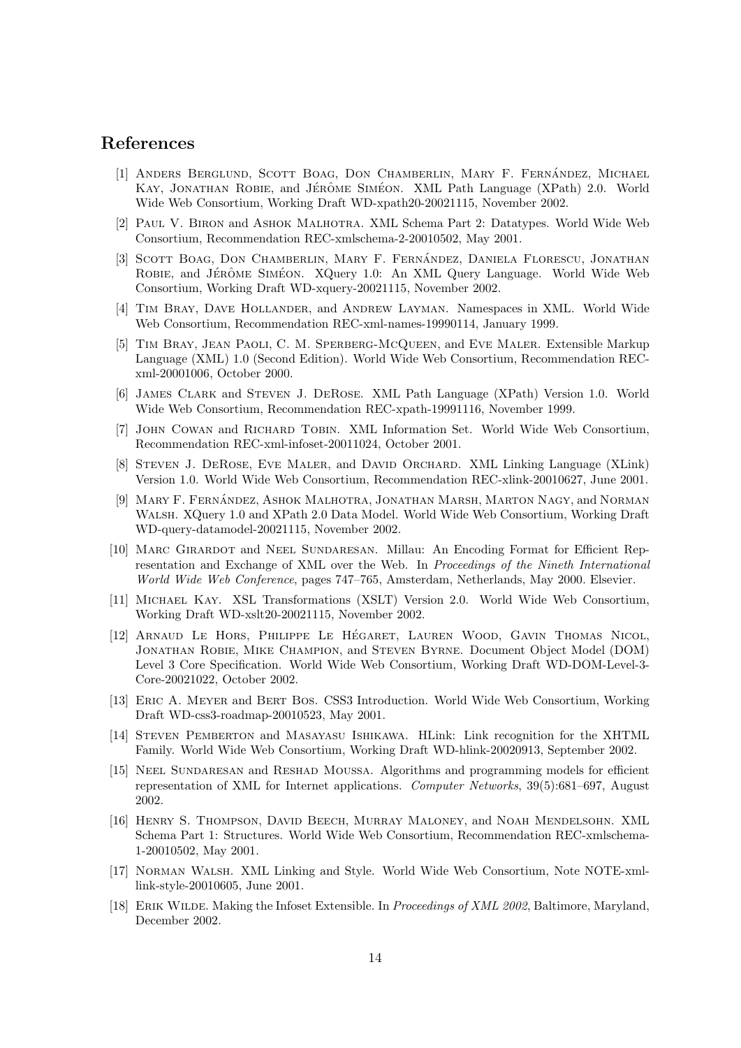## References

[1] Anders Berglund, Scott Boag, Don Chamberlin, Mary F. Fernández, Michael Kay, Jonathan Robie, and Jérôme Siméon. XML Path Language (XPath) 2.0. World Wide Web Consortium, Working Draft WD-xpath20-20021115, November 2002.

[2] Paul V. Biron and Ashok Malhotra. XML Schema Part 2: Datatypes. World Wide Web Consortium, Recommendation REC-xmlschema-2-20010502, May 2001.

[3] Scott Boag, Don Chamberlin, Mary F. Fernández, Daniela Florescu, Jonathan Robie, and Jérôme Siméon. XQuery 1.0: An XML Query Language. World Wide Web Consortium, Working Draft WD-xquery-20021115, November 2002.

[4] Tim Bray, Dave Hollander, and Andrew Layman. Namespaces in XML. World Wide Web Consortium, Recommendation REC-xml-names-19990114, January 1999.

[5] Tim Bray, Jean Paoli, C. M. Sperberg-McQueen, and Eve Maler. Extensible Markup Language (XML) 1.0 (Second Edition). World Wide Web Consortium, Recommendation REC-xml-20001006, October 2000.

[6] James Clark and Steven J. DeRose. XML Path Language (XPath) Version 1.0. World Wide Web Consortium, Recommendation REC-xpath-19991116, November 1999.

[7] John Cowan and Richard Tobin. XML Information Set. World Wide Web Consortium, Recommendation REC-xml-infoset-20011024, October 2001.

[8] Steven J. DeRose, Eve Maler, and David Orchard. XML Linking Language (XLink) Version 1.0. World Wide Web Consortium, Recommendation REC-xlink-20010627, June 2001.

[9] Mary F. Fernández, Ashok Malhotra, Jonathan Marsh, Marton Nagy, and Norman Walsh. XQuery 1.0 and XPath 2.0 Data Model. World Wide Web Consortium, Working Draft WD-query-datamodel-20021115, November 2002.

[10] Marc Girardot and Neel Sundaresan. Millau: An Encoding Format for Efficient Representation and Exchange of XML over the Web. In *Proceedings of the Nineth International World Wide Web Conference*, pages 747–765, Amsterdam, Netherlands, May 2000. Elsevier.

[11] Michael Kay. XSL Transformations (XSLT) Version 2.0. World Wide Web Consortium, Working Draft WD-xslt20-20021115, November 2002.

[12] Arnaud Le Hors, Philippe Le Hégaret, Lauren Wood, Gavin Thomas Nicol, Jonathan Robie, Mike Champion, and Steven Byrne. Document Object Model (DOM) Level 3 Core Specification. World Wide Web Consortium, Working Draft WD-DOM-Level-3-Core-20021022, October 2002.

[13] Eric A. Meyer and Bert Bos. CSS3 Introduction. World Wide Web Consortium, Working Draft WD-css3-roadmap-20010523, May 2001.

[14] Steven Pemberton and Masayasu Ishikawa. HLink: Link recognition for the XHTML Family. World Wide Web Consortium, Working Draft WD-hlink-20020913, September 2002.

[15] Neel Sundaresan and Reshad Moussa. Algorithms and programming models for efficient representation of XML for Internet applications. *Computer Networks*, 39(5):681–697, August 2002.

[16] Henry S. Thompson, David Beech, Murray Maloney, and Noah Mendelsohn. XML Schema Part 1: Structures. World Wide Web Consortium, Recommendation REC-xmlschema-1-20010502, May 2001.

[17] Norman Walsh. XML Linking and Style. World Wide Web Consortium, Note NOTE-xml-link-style-20010605, June 2001.

[18] Erik Wilde. Making the Infoset Extensible. In *Proceedings of XML 2002*, Baltimore, Maryland, December 2002.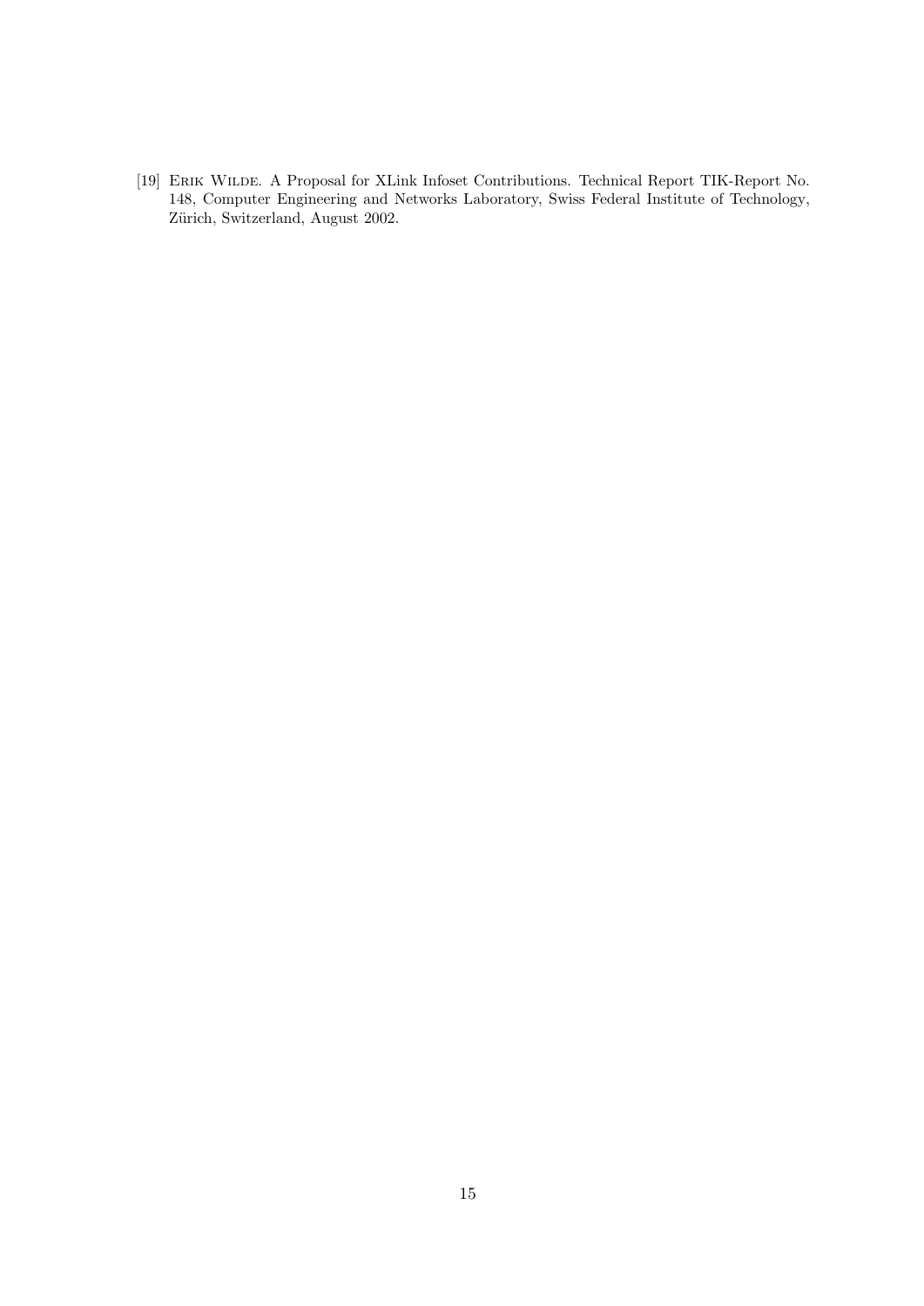[19] Erik Wilde. A Proposal for XLink Infoset Contributions. Technical Report TIK-Report No. 148, Computer Engineering and Networks Laboratory, Swiss Federal Institute of Technology, Zürich, Switzerland, August 2002.